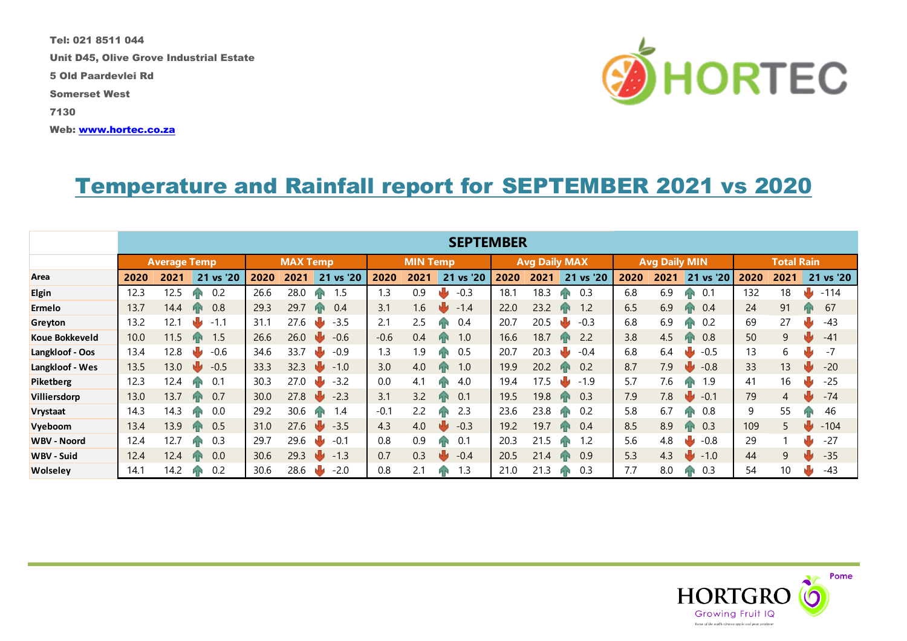Tel: 021 8511 044

Unit D45, Olive Grove Industrial Estate

5 Old Paardevlei Rd

Somerset West

7130

Web: www.hortec.co.za

# Temperature and Rainfall report for SEPTEMBER 2021 vs 2020

| | SEPTEMBER | | | | | | | | | | | | | | | | | |
|---|---|---|---|---|---|---|---|---|---|---|---|---|---|---|---|---|---|---|
| | Average Temp | | | MAX Temp | | | MIN Temp | | | Avg Daily MAX | | | Avg Daily MIN | | | Total Rain | | |
| Area | 2020 | 2021 | 21 vs '20 | 2020 | 2021 | 21 vs '20 | 2020 | 2021 | 21 vs '20 | 2020 | 2021 | 21 vs '20 | 2020 | 2021 | 21 vs '20 | 2020 | 2021 | 21 vs '20 |
| Elgin | 12.3 | 12.5 | 0.2 | 26.6 | 28.0 | 1.5 | 1.3 | 0.9 | -0.3 | 18.1 | 18.3 | 0.3 | 6.8 | 6.9 | 0.1 | 132 | 18 | -114 |
| Ermelo | 13.7 | 14.4 | 0.8 | 29.3 | 29.7 | 0.4 | 3.1 | 1.6 | -1.4 | 22.0 | 23.2 | 1.2 | 6.5 | 6.9 | 0.4 | 24 | 91 | 67 |
| Greyton | 13.2 | 12.1 | -1.1 | 31.1 | 27.6 | -3.5 | 2.1 | 2.5 | 0.4 | 20.7 | 20.5 | -0.3 | 6.8 | 6.9 | 0.2 | 69 | 27 | -43 |
| Koue Bokkeveld | 10.0 | 11.5 | 1.5 | 26.6 | 26.0 | -0.6 | -0.6 | 0.4 | 1.0 | 16.6 | 18.7 | 2.2 | 3.8 | 4.5 | 0.8 | 50 | 9 | -41 |
| Langkloof - Oos | 13.4 | 12.8 | -0.6 | 34.6 | 33.7 | -0.9 | 1.3 | 1.9 | 0.5 | 20.7 | 20.3 | -0.4 | 6.8 | 6.4 | -0.5 | 13 | 6 | -7 |
| Langkloof - Wes | 13.5 | 13.0 | -0.5 | 33.3 | 32.3 | -1.0 | 3.0 | 4.0 | 1.0 | 19.9 | 20.2 | 0.2 | 8.7 | 7.9 | -0.8 | 33 | 13 | -20 |
| Piketberg | 12.3 | 12.4 | 0.1 | 30.3 | 27.0 | -3.2 | 0.0 | 4.1 | 4.0 | 19.4 | 17.5 | -1.9 | 5.7 | 7.6 | 1.9 | 41 | 16 | -25 |
| Villiersdorp | 13.0 | 13.7 | 0.7 | 30.0 | 27.8 | -2.3 | 3.1 | 3.2 | 0.1 | 19.5 | 19.8 | 0.3 | 7.9 | 7.8 | -0.1 | 79 | 4 | -74 |
| Vrystaat | 14.3 | 14.3 | 0.0 | 29.2 | 30.6 | 1.4 | -0.1 | 2.2 | 2.3 | 23.6 | 23.8 | 0.2 | 5.8 | 6.7 | 0.8 | 9 | 55 | 46 |
| Vyeboom | 13.4 | 13.9 | 0.5 | 31.0 | 27.6 | -3.5 | 4.3 | 4.0 | -0.3 | 19.2 | 19.7 | 0.4 | 8.5 | 8.9 | 0.3 | 109 | 5 | -104 |
| WBV - Noord | 12.4 | 12.7 | 0.3 | 29.7 | 29.6 | -0.1 | 0.8 | 0.9 | 0.1 | 20.3 | 21.5 | 1.2 | 5.6 | 4.8 | -0.8 | 29 | 1 | -27 |
| WBV - Suid | 12.4 | 12.4 | 0.0 | 30.6 | 29.3 | -1.3 | 0.7 | 0.3 | -0.4 | 20.5 | 21.4 | 0.9 | 5.3 | 4.3 | -1.0 | 44 | 9 | -35 |
| Wolseley | 14.1 | 14.2 | 0.2 | 30.6 | 28.6 | -2.0 | 0.8 | 2.1 | 1.3 | 21.0 | 21.3 | 0.3 | 7.7 | 8.0 | 0.3 | 54 | 10 | -43 |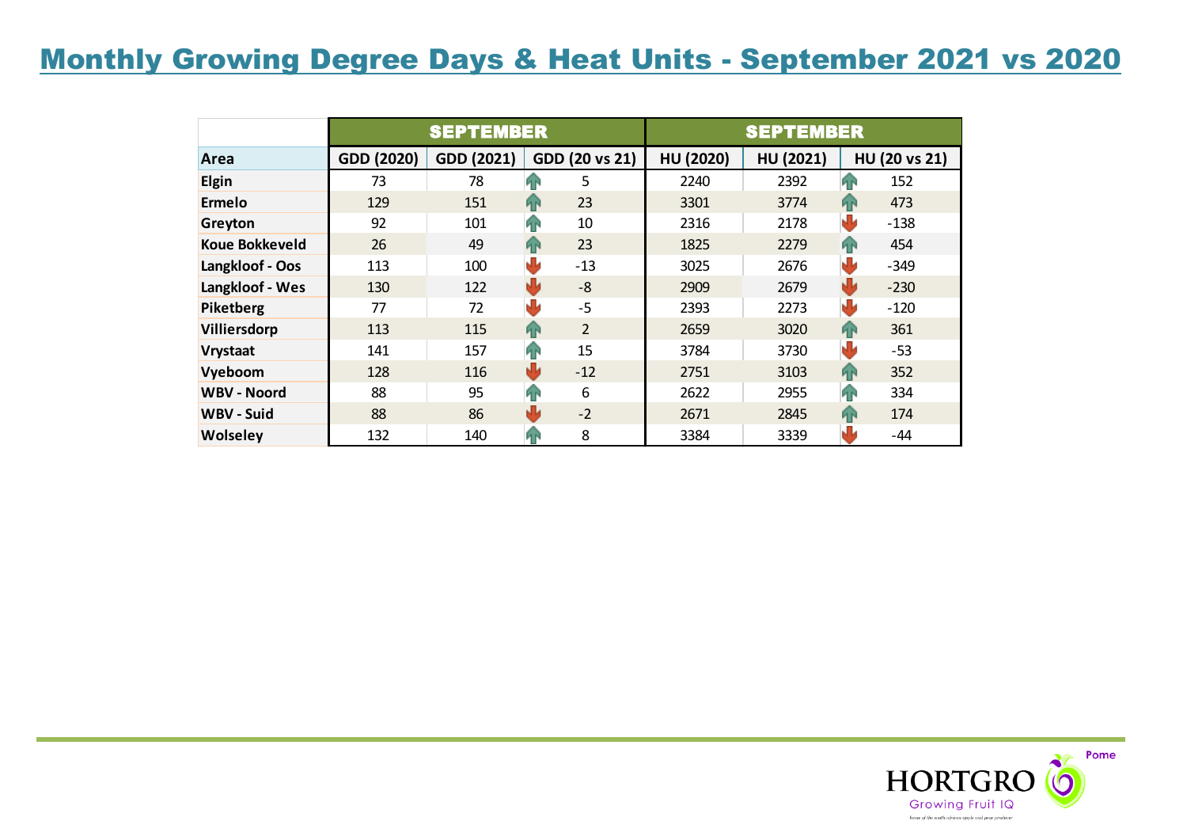# Monthly Growing Degree Days & Heat Units - September 2021 vs 2020

| | SEPTEMBER | | | SEPTEMBER | | |
|---|---|---|---|---|---|---|
| **Area** | **GDD (2020)** | **GDD (2021)** | **GDD (20 vs 21)** | **HU (2020)** | **HU (2021)** | **HU (20 vs 21)** |
| **Elgin** | 73 | 78 | ↑ 5 | 2240 | 2392 | ↑ 152 |
| **Ermelo** | 129 | 151 | ↑ 23 | 3301 | 3774 | ↑ 473 |
| **Greyton** | 92 | 101 | ↑ 10 | 2316 | 2178 | ↓ -138 |
| **Koue Bokkeveld** | 26 | 49 | ↑ 23 | 1825 | 2279 | ↑ 454 |
| **Langkloof - Oos** | 113 | 100 | ↓ -13 | 3025 | 2676 | ↓ -349 |
| **Langkloof - Wes** | 130 | 122 | ↓ -8 | 2909 | 2679 | ↓ -230 |
| **Piketberg** | 77 | 72 | ↓ -5 | 2393 | 2273 | ↓ -120 |
| **Villiersdorp** | 113 | 115 | ↑ 2 | 2659 | 3020 | ↑ 361 |
| **Vrystaat** | 141 | 157 | ↑ 15 | 3784 | 3730 | ↓ -53 |
| **Vyeboom** | 128 | 116 | ↓ -12 | 2751 | 3103 | ↑ 352 |
| **WBV - Noord** | 88 | 95 | ↑ 6 | 2622 | 2955 | ↑ 334 |
| **WBV - Suid** | 88 | 86 | ↓ -2 | 2671 | 2845 | ↑ 174 |
| **Wolseley** | 132 | 140 | ↑ 8 | 3384 | 3339 | ↓ -44 |

HORTGRO Pome
Growing Fruit IQ